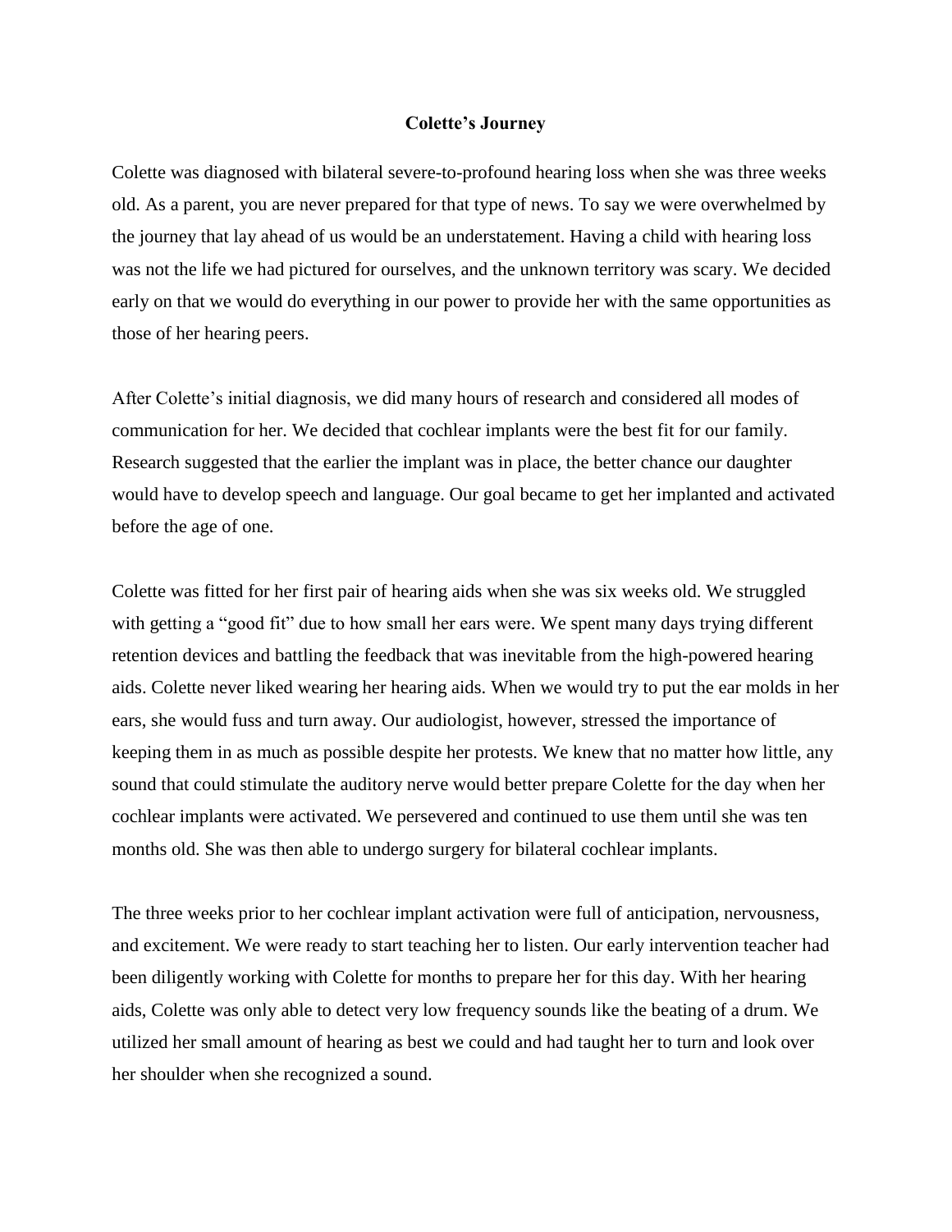# Colette's Journey

Colette was diagnosed with bilateral severe-to-profound hearing loss when she was three weeks old. As a parent, you are never prepared for that type of news. To say we were overwhelmed by the journey that lay ahead of us would be an understatement. Having a child with hearing loss was not the life we had pictured for ourselves, and the unknown territory was scary. We decided early on that we would do everything in our power to provide her with the same opportunities as those of her hearing peers.

After Colette's initial diagnosis, we did many hours of research and considered all modes of communication for her. We decided that cochlear implants were the best fit for our family. Research suggested that the earlier the implant was in place, the better chance our daughter would have to develop speech and language. Our goal became to get her implanted and activated before the age of one.

Colette was fitted for her first pair of hearing aids when she was six weeks old. We struggled with getting a "good fit" due to how small her ears were. We spent many days trying different retention devices and battling the feedback that was inevitable from the high-powered hearing aids. Colette never liked wearing her hearing aids. When we would try to put the ear molds in her ears, she would fuss and turn away. Our audiologist, however, stressed the importance of keeping them in as much as possible despite her protests. We knew that no matter how little, any sound that could stimulate the auditory nerve would better prepare Colette for the day when her cochlear implants were activated. We persevered and continued to use them until she was ten months old. She was then able to undergo surgery for bilateral cochlear implants.

The three weeks prior to her cochlear implant activation were full of anticipation, nervousness, and excitement. We were ready to start teaching her to listen. Our early intervention teacher had been diligently working with Colette for months to prepare her for this day. With her hearing aids, Colette was only able to detect very low frequency sounds like the beating of a drum. We utilized her small amount of hearing as best we could and had taught her to turn and look over her shoulder when she recognized a sound.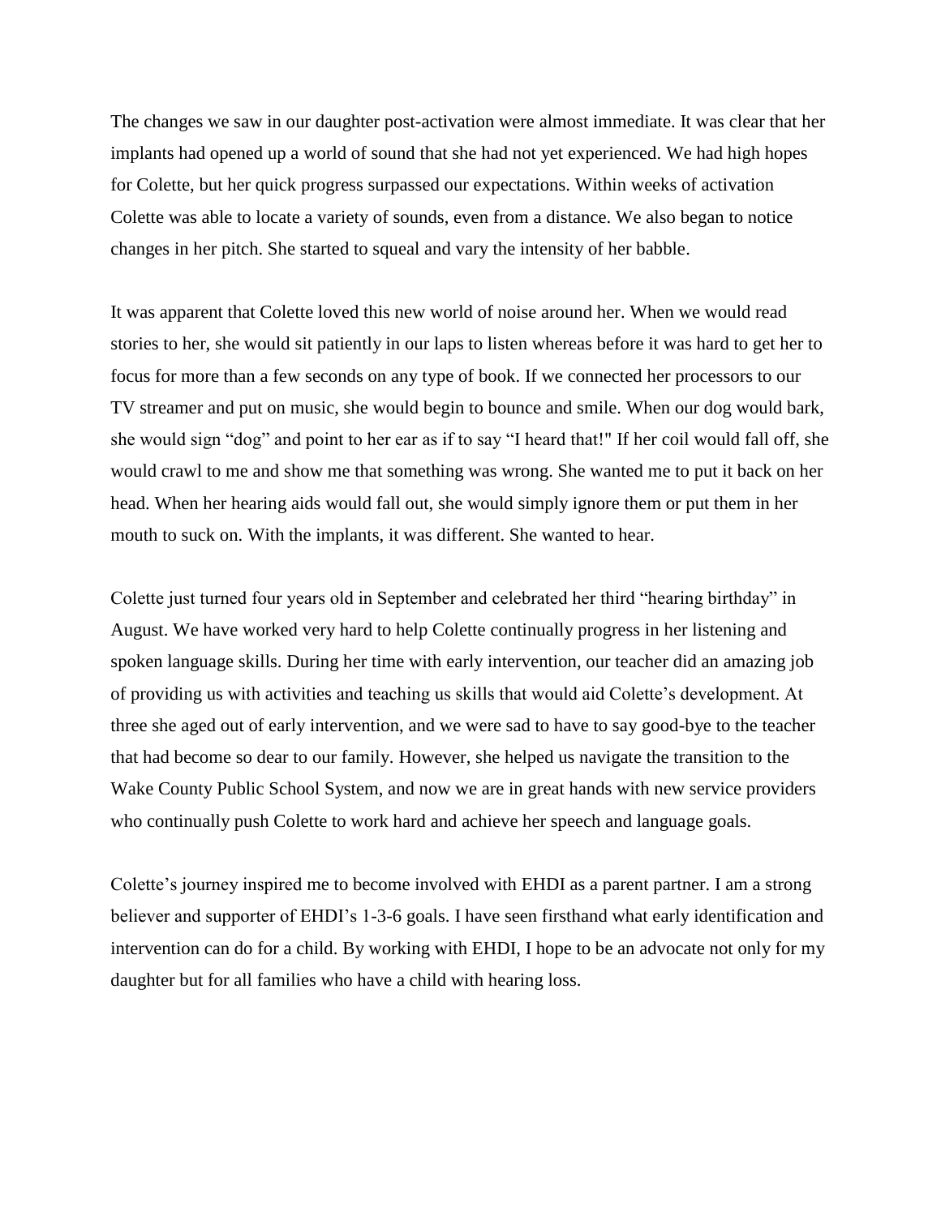The changes we saw in our daughter post-activation were almost immediate. It was clear that her implants had opened up a world of sound that she had not yet experienced. We had high hopes for Colette, but her quick progress surpassed our expectations. Within weeks of activation Colette was able to locate a variety of sounds, even from a distance. We also began to notice changes in her pitch. She started to squeal and vary the intensity of her babble.

It was apparent that Colette loved this new world of noise around her. When we would read stories to her, she would sit patiently in our laps to listen whereas before it was hard to get her to focus for more than a few seconds on any type of book. If we connected her processors to our TV streamer and put on music, she would begin to bounce and smile. When our dog would bark, she would sign "dog" and point to her ear as if to say "I heard that!" If her coil would fall off, she would crawl to me and show me that something was wrong. She wanted me to put it back on her head. When her hearing aids would fall out, she would simply ignore them or put them in her mouth to suck on. With the implants, it was different. She wanted to hear.

Colette just turned four years old in September and celebrated her third "hearing birthday" in August. We have worked very hard to help Colette continually progress in her listening and spoken language skills. During her time with early intervention, our teacher did an amazing job of providing us with activities and teaching us skills that would aid Colette's development. At three she aged out of early intervention, and we were sad to have to say good-bye to the teacher that had become so dear to our family. However, she helped us navigate the transition to the Wake County Public School System, and now we are in great hands with new service providers who continually push Colette to work hard and achieve her speech and language goals.

Colette's journey inspired me to become involved with EHDI as a parent partner. I am a strong believer and supporter of EHDI's 1-3-6 goals. I have seen firsthand what early identification and intervention can do for a child. By working with EHDI, I hope to be an advocate not only for my daughter but for all families who have a child with hearing loss.